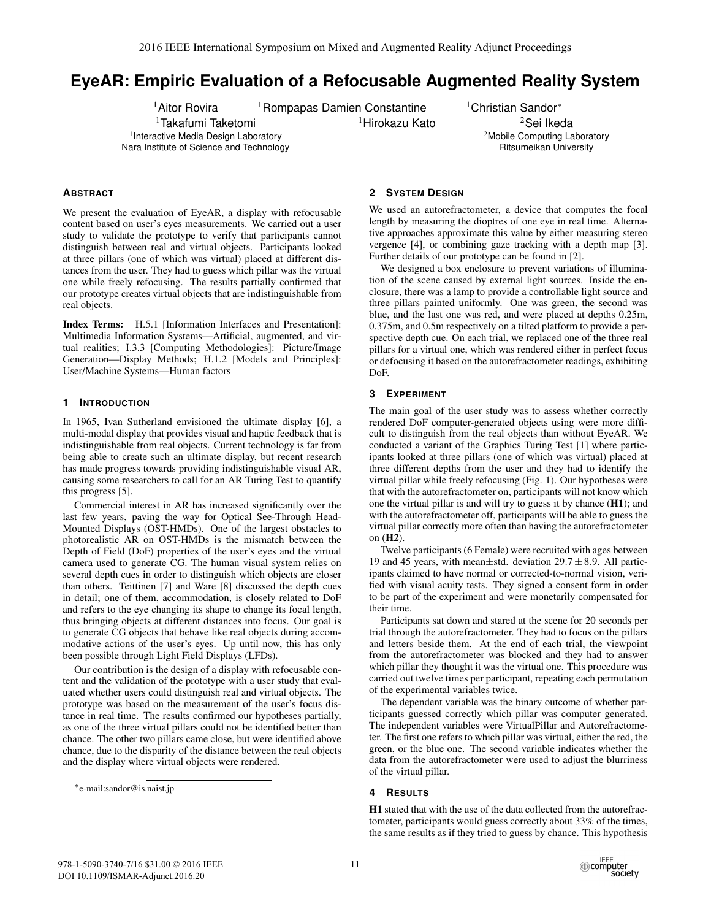# EyeAR: Empiric Evaluation of a Refocusable Augmented Reality System

[1]Aitor Rovira [1]Rompapas Damien Constantine [1]Christian Sandor*
[1]Takafumi Taketomi [1]Hirokazu Kato [2]Sei Ikeda

[1]Interactive Media Design Laboratory
Nara Institute of Science and Technology

[2]Mobile Computing Laboratory
Ritsumeikan University

## Abstract

We present the evaluation of EyeAR, a display with refocusable content based on user's eyes measurements. We carried out a user study to validate the prototype to verify that participants cannot distinguish between real and virtual objects. Participants looked at three pillars (one of which was virtual) placed at different distances from the user. They had to guess which pillar was the virtual one while freely refocusing. The results partially confirmed that our prototype creates virtual objects that are indistinguishable from real objects.

**Index Terms:** H.5.1 [Information Interfaces and Presentation]: Multimedia Information Systems—Artificial, augmented, and virtual realities; I.3.3 [Computing Methodologies]: Picture/Image Generation—Display Methods; H.1.2 [Models and Principles]: User/Machine Systems—Human factors

## 1 Introduction

In 1965, Ivan Sutherland envisioned the ultimate display [6], a multi-modal display that provides visual and haptic feedback that is indistinguishable from real objects. Current technology is far from being able to create such an ultimate display, but recent research has made progress towards providing indistinguishable visual AR, causing some researchers to call for an AR Turing Test to quantify this progress [5].

Commercial interest in AR has increased significantly over the last few years, paving the way for Optical See-Through Head-Mounted Displays (OST-HMDs). One of the largest obstacles to photorealistic AR on OST-HMDs is the mismatch between the Depth of Field (DoF) properties of the user's eyes and the virtual camera used to generate CG. The human visual system relies on several depth cues in order to distinguish which objects are closer than others. Teittinen [7] and Ware [8] discussed the depth cues in detail; one of them, accommodation, is closely related to DoF and refers to the eye changing its shape to change its focal length, thus bringing objects at different distances into focus. Our goal is to generate CG objects that behave like real objects during accommodative actions of the user's eyes. Up until now, this has only been possible through Light Field Displays (LFDs).

Our contribution is the design of a display with refocusable content and the validation of the prototype with a user study that evaluated whether users could distinguish real and virtual objects. The prototype was based on the measurement of the user's focus distance in real time. The results confirmed our hypotheses partially, as one of the three virtual pillars could not be identified better than chance. The other two pillars came close, but were identified above chance, due to the disparity of the distance between the real objects and the display where virtual objects were rendered.

*e-mail:sandor@is.naist.jp

## 2 System Design

We used an autorefractometer, a device that computes the focal length by measuring the dioptres of one eye in real time. Alternative approaches approximate this value by either measuring stereo vergence [4], or combining gaze tracking with a depth map [3]. Further details of our prototype can be found in [2].

We designed a box enclosure to prevent variations of illumination of the scene caused by external light sources. Inside the enclosure, there was a lamp to provide a controllable light source and three pillars painted uniformly. One was green, the second was blue, and the last one was red, and were placed at depths 0.25m, 0.375m, and 0.5m respectively on a tilted platform to provide a perspective depth cue. On each trial, we replaced one of the three real pillars for a virtual one, which was rendered either in perfect focus or defocusing it based on the autorefractometer readings, exhibiting DoF.

## 3 Experiment

The main goal of the user study was to assess whether correctly rendered DoF computer-generated objects using were more difficult to distinguish from the real objects than without EyeAR. We conducted a variant of the Graphics Turing Test [1] where participants looked at three pillars (one of which was virtual) placed at three different depths from the user and they had to identify the virtual pillar while freely refocusing (Fig. 1). Our hypotheses were that with the autorefractometer on, participants will not know which one the virtual pillar is and will try to guess it by chance (**H1**); and with the autorefractometer off, participants will be able to guess the virtual pillar correctly more often than having the autorefractometer on (**H2**).

Twelve participants (6 Female) were recruited with ages between 19 and 45 years, with mean±std. deviation $29.7 \pm 8.9$. All participants claimed to have normal or corrected-to-normal vision, verified with visual acuity tests. They signed a consent form in order to be part of the experiment and were monetarily compensated for their time.

Participants sat down and stared at the scene for 20 seconds per trial through the autorefractometer. They had to focus on the pillars and letters beside them. At the end of each trial, the viewpoint from the autorefractometer was blocked and they had to answer which pillar they thought it was the virtual one. This procedure was carried out twelve times per participant, repeating each permutation of the experimental variables twice.

The dependent variable was the binary outcome of whether participants guessed correctly which pillar was computer generated. The independent variables were VirtualPillar and Autorefractometer. The first one refers to which pillar was virtual, either the red, the green, or the blue one. The second variable indicates whether the data from the autorefractometer were used to adjust the blurriness of the virtual pillar.

## 4 Results

**H1** stated that with the use of the data collected from the autorefractometer, participants would guess correctly about 33% of the times, the same results as if they tried to guess by chance. This hypothesis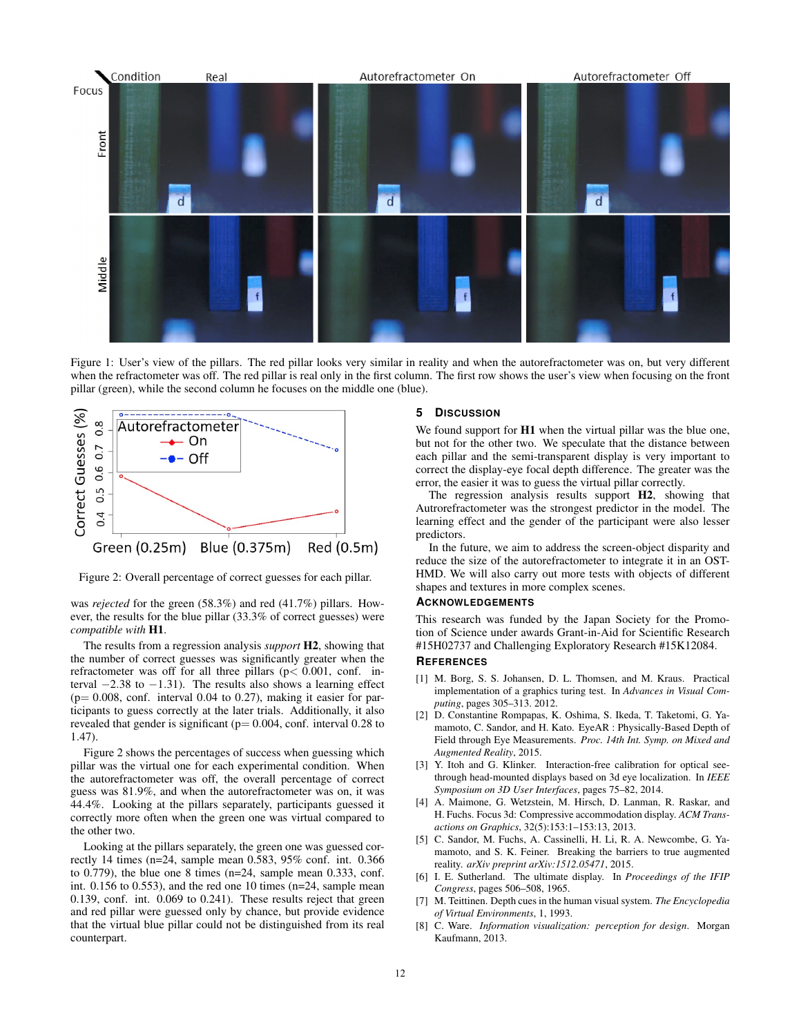Condition
Focus
Real
Autorefractometer On
Autorefractometer Off
Front
Middle

Figure 1: User's view of the pillars. The red pillar looks very similar in reality and when the autorefractometer was on, but very different when the refractometer was off. The red pillar is real only in the first column. The first row shows the user's view when focusing on the front pillar (green), while the second column he focuses on the middle one (blue).

Correct Guesses (%)
0.4 0.5 0.6 0.7 0.8
Autorefractometer
On
Off
Green (0.25m) Blue (0.375m) Red (0.5m)

Figure 2: Overall percentage of correct guesses for each pillar.

was *rejected* for the green (58.3%) and red (41.7%) pillars. However, the results for the blue pillar (33.3% of correct guesses) were *compatible with* **H1**.

The results from a regression analysis *support* **H2**, showing that the number of correct guesses was significantly greater when the refractometer was off for all three pillars ($p < 0.001$, conf. interval $-2.38$ to $-1.31$). The results also shows a learning effect ($p = 0.008$, conf. interval 0.04 to 0.27), making it easier for participants to guess correctly at the later trials. Additionally, it also revealed that gender is significant ($p = 0.004$, conf. interval 0.28 to 1.47).

Figure 2 shows the percentages of success when guessing which pillar was the virtual one for each experimental condition. When the autorefractometer was off, the overall percentage of correct guess was 81.9%, and when the autorefractometer was on, it was 44.4%. Looking at the pillars separately, participants guessed it correctly more often when the green one was virtual compared to the other two.

Looking at the pillars separately, the green one was guessed correctly 14 times (n=24, sample mean 0.583, 95% conf. int. 0.366 to 0.779), the blue one 8 times (n=24, sample mean 0.333, conf. int. 0.156 to 0.553), and the red one 10 times (n=24, sample mean 0.139, conf. int. 0.069 to 0.241). These results reject that green and red pillar were guessed only by chance, but provide evidence that the virtual blue pillar could not be distinguished from its real counterpart.

## 5 Discussion

We found support for **H1** when the virtual pillar was the blue one, but not for the other two. We speculate that the distance between each pillar and the semi-transparent display is very important to correct the display-eye focal depth difference. The greater was the error, the easier it was to guess the virtual pillar correctly.

The regression analysis results support **H2**, showing that Autorefractometer was the strongest predictor in the model. The learning effect and the gender of the participant were also lesser predictors.

In the future, we aim to address the screen-object disparity and reduce the size of the autorefractometer to integrate it in an OST-HMD. We will also carry out more tests with objects of different shapes and textures in more complex scenes.

## Acknowledgements

This research was funded by the Japan Society for the Promotion of Science under awards Grant-in-Aid for Scientific Research #15H02737 and Challenging Exploratory Research #15K12084.

## References

[1] M. Borg, S. S. Johansen, D. L. Thomsen, and M. Kraus. Practical implementation of a graphics turing test. In *Advances in Visual Computing*, pages 305–313. 2012.

[2] D. Constantine Rompapas, K. Oshima, S. Ikeda, T. Taketomi, G. Yamamoto, C. Sandor, and H. Kato. EyeAR : Physically-Based Depth of Field through Eye Measurements. *Proc. 14th Int. Symp. on Mixed and Augmented Reality*, 2015.

[3] Y. Itoh and G. Klinker. Interaction-free calibration for optical see-through head-mounted displays based on 3d eye localization. In *IEEE Symposium on 3D User Interfaces*, pages 75–82, 2014.

[4] A. Maimone, G. Wetzstein, M. Hirsch, D. Lanman, R. Raskar, and H. Fuchs. Focus 3d: Compressive accommodation display. *ACM Transactions on Graphics*, 32(5):153:1–153:13, 2013.

[5] C. Sandor, M. Fuchs, A. Cassinelli, H. Li, R. A. Newcombe, G. Yamamoto, and S. K. Feiner. Breaking the barriers to true augmented reality. *arXiv preprint arXiv:1512.05471*, 2015.

[6] I. E. Sutherland. The ultimate display. In *Proceedings of the IFIP Congress*, pages 506–508, 1965.

[7] M. Teittinen. Depth cues in the human visual system. *The Encyclopedia of Virtual Environments*, 1, 1993.

[8] C. Ware. *Information visualization: perception for design*. Morgan Kaufmann, 2013.